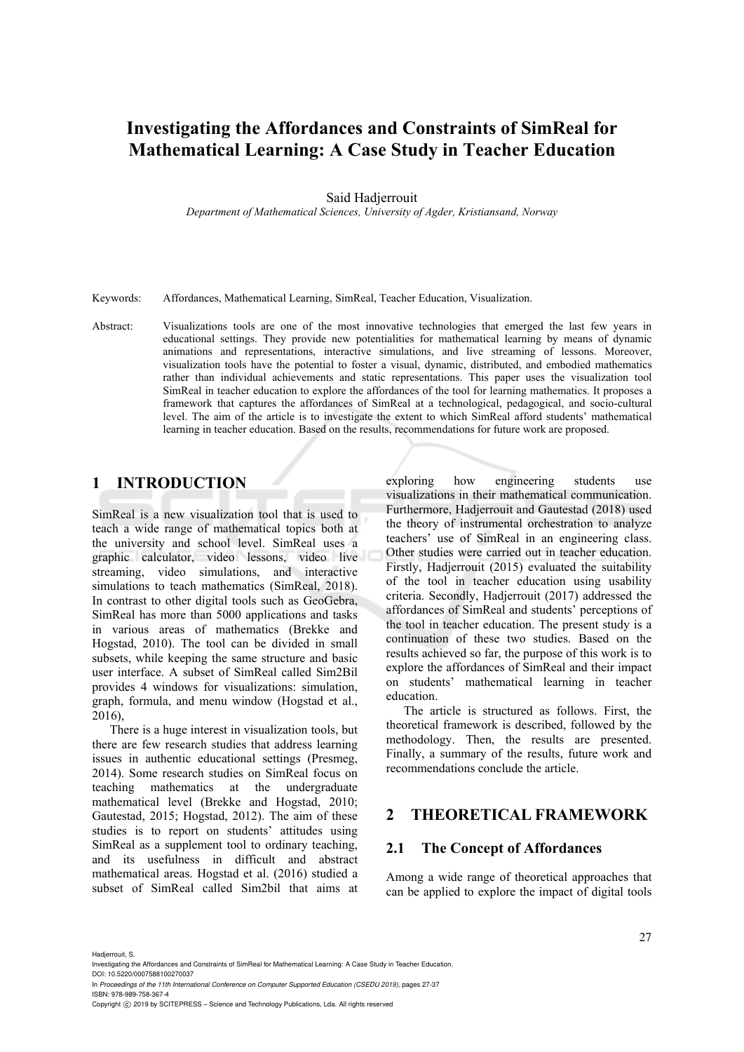# Investigating the Affordances and Constraints of SimReal for Mathematical Learning: A Case Study in Teacher Education

Said Hadjerrouit

*Department of Mathematical Sciences, University of Agder, Kristiansand, Norway*

Keywords: Affordances, Mathematical Learning, SimReal, Teacher Education, Visualization.

Abstract: Visualizations tools are one of the most innovative technologies that emerged the last few years in educational settings. They provide new potentialities for mathematical learning by means of dynamic animations and representations, interactive simulations, and live streaming of lessons. Moreover, visualization tools have the potential to foster a visual, dynamic, distributed, and embodied mathematics rather than individual achievements and static representations. This paper uses the visualization tool SimReal in teacher education to explore the affordances of the tool for learning mathematics. It proposes a framework that captures the affordances of SimReal at a technological, pedagogical, and socio-cultural level. The aim of the article is to investigate the extent to which SimReal afford students' mathematical learning in teacher education. Based on the results, recommendations for future work are proposed.

## 1 INTRODUCTION

SimReal is a new visualization tool that is used to teach a wide range of mathematical topics both at the university and school level. SimReal uses a graphic calculator, video lessons, video live streaming, video simulations, and interactive simulations to teach mathematics (SimReal, 2018). In contrast to other digital tools such as GeoGebra, SimReal has more than 5000 applications and tasks in various areas of mathematics (Brekke and Hogstad, 2010). The tool can be divided in small subsets, while keeping the same structure and basic user interface. A subset of SimReal called Sim2Bil provides 4 windows for visualizations: simulation, graph, formula, and menu window (Hogstad et al., 2016),

There is a huge interest in visualization tools, but there are few research studies that address learning issues in authentic educational settings (Presmeg, 2014). Some research studies on SimReal focus on teaching mathematics at the undergraduate mathematical level (Brekke and Hogstad, 2010; Gautestad, 2015; Hogstad, 2012). The aim of these studies is to report on students' attitudes using SimReal as a supplement tool to ordinary teaching, and its usefulness in difficult and abstract mathematical areas. Hogstad et al. (2016) studied a subset of SimReal called Sim2bil that aims at exploring how engineering students use visualizations in their mathematical communication. Furthermore, Hadjerrouit and Gautestad (2018) used the theory of instrumental orchestration to analyze teachers' use of SimReal in an engineering class. Other studies were carried out in teacher education. Firstly, Hadjerrouit (2015) evaluated the suitability of the tool in teacher education using usability criteria. Secondly, Hadjerrouit (2017) addressed the affordances of SimReal and students' perceptions of the tool in teacher education. The present study is a continuation of these two studies. Based on the results achieved so far, the purpose of this work is to explore the affordances of SimReal and their impact on students' mathematical learning in teacher education.

The article is structured as follows. First, the theoretical framework is described, followed by the methodology. Then, the results are presented. Finally, a summary of the results, future work and recommendations conclude the article.

## 2 THEORETICAL FRAMEWORK

### 2.1 The Concept of Affordances

Among a wide range of theoretical approaches that can be applied to explore the impact of digital tools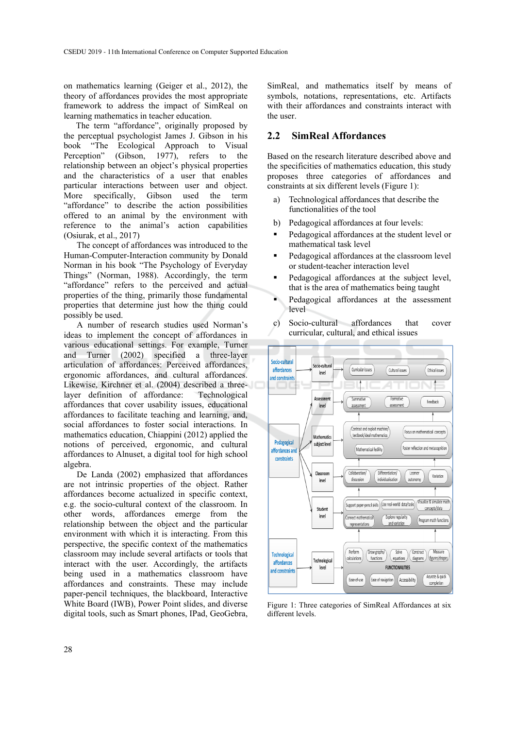on mathematics learning (Geiger et al., 2012), the theory of affordances provides the most appropriate framework to address the impact of SimReal on learning mathematics in teacher education.

The term "affordance", originally proposed by the perceptual psychologist James J. Gibson in his book "The Ecological Approach to Visual Perception" (Gibson, 1977), refers to the relationship between an object's physical properties and the characteristics of a user that enables particular interactions between user and object. More specifically, Gibson used the term "affordance" to describe the action possibilities offered to an animal by the environment with reference to the animal's action capabilities (Osiurak, et al., 2017)

The concept of affordances was introduced to the Human-Computer-Interaction community by Donald Norman in his book "The Psychology of Everyday Things" (Norman, 1988). Accordingly, the term "affordance" refers to the perceived and actual properties of the thing, primarily those fundamental properties that determine just how the thing could possibly be used.

A number of research studies used Norman's ideas to implement the concept of affordances in various educational settings. For example, Turner and Turner (2002) specified a three-layer articulation of affordances: Perceived affordances, ergonomic affordances, and cultural affordances. Likewise, Kirchner et al. (2004) described a three-layer definition of affordance: Technological affordances that cover usability issues, educational affordances to facilitate teaching and learning, and, social affordances to foster social interactions. In mathematics education, Chiappini (2012) applied the notions of perceived, ergonomic, and cultural affordances to Alnuset, a digital tool for high school algebra.

De Landa (2002) emphasized that affordances are not intrinsic properties of the object. Rather affordances become actualized in specific context, e.g. the socio-cultural context of the classroom. In other words, affordances emerge from the relationship between the object and the particular environment with which it is interacting. From this perspective, the specific context of the mathematics classroom may include several artifacts or tools that interact with the user. Accordingly, the artifacts being used in a mathematics classroom have affordances and constraints. These may include paper-pencil techniques, the blackboard, Interactive White Board (IWB), Power Point slides, and diverse digital tools, such as Smart phones, IPad, GeoGebra, SimReal, and mathematics itself by means of symbols, notations, representations, etc. Artifacts with their affordances and constraints interact with the user.

## 2.2 SimReal Affordances

Based on the research literature described above and the specificities of mathematics education, this study proposes three categories of affordances and constraints at six different levels (Figure 1):

a) Technological affordances that describe the functionalities of the tool

b) Pedagogical affordances at four levels:
- Pedagogical affordances at the student level or mathematical task level
- Pedagogical affordances at the classroom level or student-teacher interaction level
- Pedagogical affordances at the subject level, that is the area of mathematics being taught
- Pedagogical affordances at the assessment level

c) Socio-cultural affordances that cover curricular, cultural, and ethical issues

Figure 1: Three categories of SimReal Affordances at six different levels.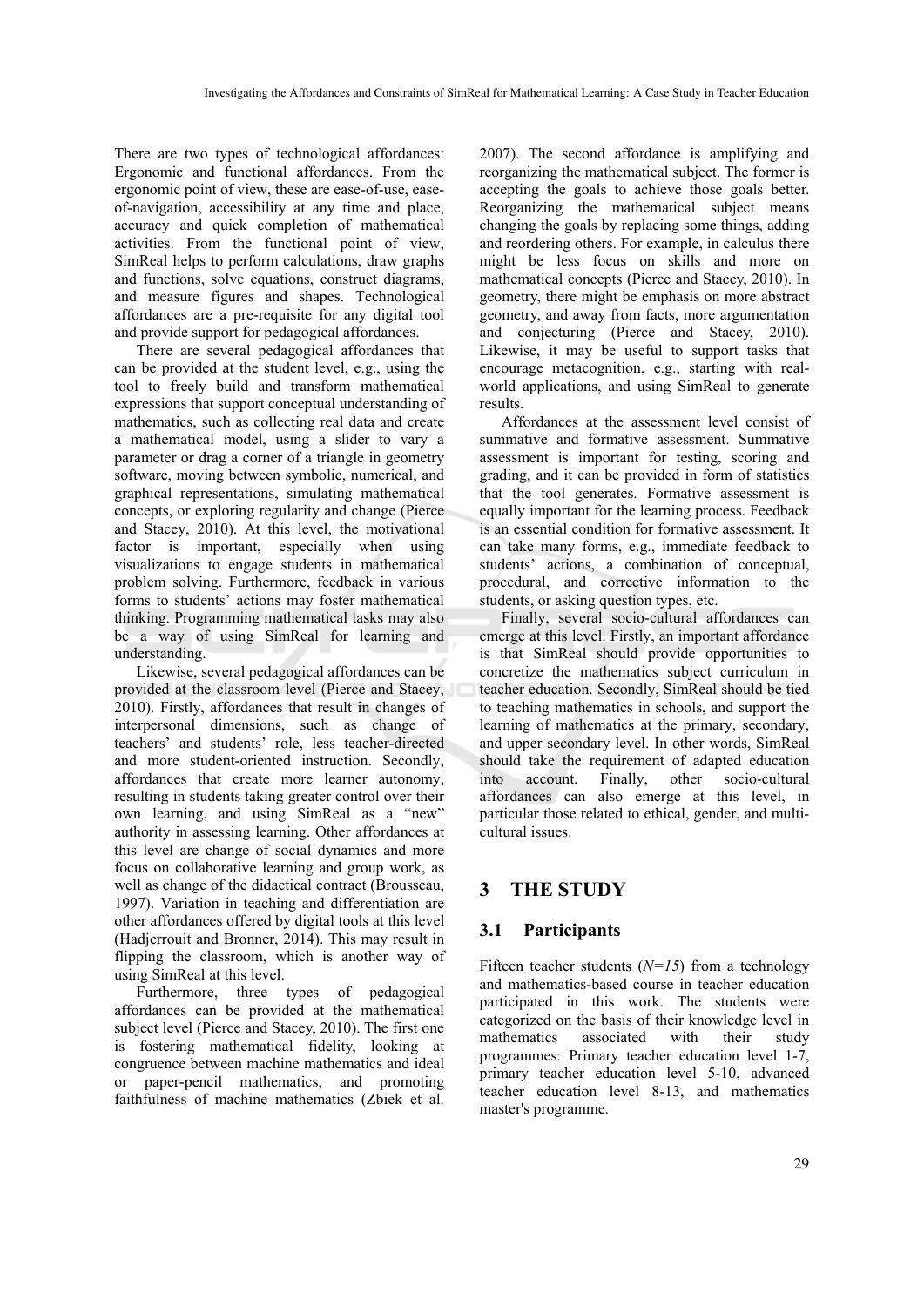There are two types of technological affordances: Ergonomic and functional affordances. From the ergonomic point of view, these are ease-of-use, ease-of-navigation, accessibility at any time and place, accuracy and quick completion of mathematical activities. From the functional point of view, SimReal helps to perform calculations, draw graphs and functions, solve equations, construct diagrams, and measure figures and shapes. Technological affordances are a pre-requisite for any digital tool and provide support for pedagogical affordances.

There are several pedagogical affordances that can be provided at the student level, e.g., using the tool to freely build and transform mathematical expressions that support conceptual understanding of mathematics, such as collecting real data and create a mathematical model, using a slider to vary a parameter or drag a corner of a triangle in geometry software, moving between symbolic, numerical, and graphical representations, simulating mathematical concepts, or exploring regularity and change (Pierce and Stacey, 2010). At this level, the motivational factor is important, especially when using visualizations to engage students in mathematical problem solving. Furthermore, feedback in various forms to students' actions may foster mathematical thinking. Programming mathematical tasks may also be a way of using SimReal for learning and understanding.

Likewise, several pedagogical affordances can be provided at the classroom level (Pierce and Stacey, 2010). Firstly, affordances that result in changes of interpersonal dimensions, such as change of teachers' and students' role, less teacher-directed and more student-oriented instruction. Secondly, affordances that create more learner autonomy, resulting in students taking greater control over their own learning, and using SimReal as a "new" authority in assessing learning. Other affordances at this level are change of social dynamics and more focus on collaborative learning and group work, as well as change of the didactical contract (Brousseau, 1997). Variation in teaching and differentiation are other affordances offered by digital tools at this level (Hadjerrouit and Bronner, 2014). This may result in flipping the classroom, which is another way of using SimReal at this level.

Furthermore, three types of pedagogical affordances can be provided at the mathematical subject level (Pierce and Stacey, 2010). The first one is fostering mathematical fidelity, looking at congruence between machine mathematics and ideal or paper-pencil mathematics, and promoting faithfulness of machine mathematics (Zbiek et al. 2007). The second affordance is amplifying and reorganizing the mathematical subject. The former is accepting the goals to achieve those goals better. Reorganizing the mathematical subject means changing the goals by replacing some things, adding and reordering others. For example, in calculus there might be less focus on skills and more on mathematical concepts (Pierce and Stacey, 2010). In geometry, there might be emphasis on more abstract geometry, and away from facts, more argumentation and conjecturing (Pierce and Stacey, 2010). Likewise, it may be useful to support tasks that encourage metacognition, e.g., starting with real-world applications, and using SimReal to generate results.

Affordances at the assessment level consist of summative and formative assessment. Summative assessment is important for testing, scoring and grading, and it can be provided in form of statistics that the tool generates. Formative assessment is equally important for the learning process. Feedback is an essential condition for formative assessment. It can take many forms, e.g., immediate feedback to students' actions, a combination of conceptual, procedural, and corrective information to the students, or asking question types, etc.

Finally, several socio-cultural affordances can emerge at this level. Firstly, an important affordance is that SimReal should provide opportunities to concretize the mathematics subject curriculum in teacher education. Secondly, SimReal should be tied to teaching mathematics in schools, and support the learning of mathematics at the primary, secondary, and upper secondary level. In other words, SimReal should take the requirement of adapted education into account. Finally, other socio-cultural affordances can also emerge at this level, in particular those related to ethical, gender, and multi-cultural issues.

# 3 THE STUDY

## 3.1 Participants

Fifteen teacher students (*N=15*) from a technology and mathematics-based course in teacher education participated in this work. The students were categorized on the basis of their knowledge level in mathematics associated with their study programmes: Primary teacher education level 1-7, primary teacher education level 5-10, advanced teacher education level 8-13, and mathematics master's programme.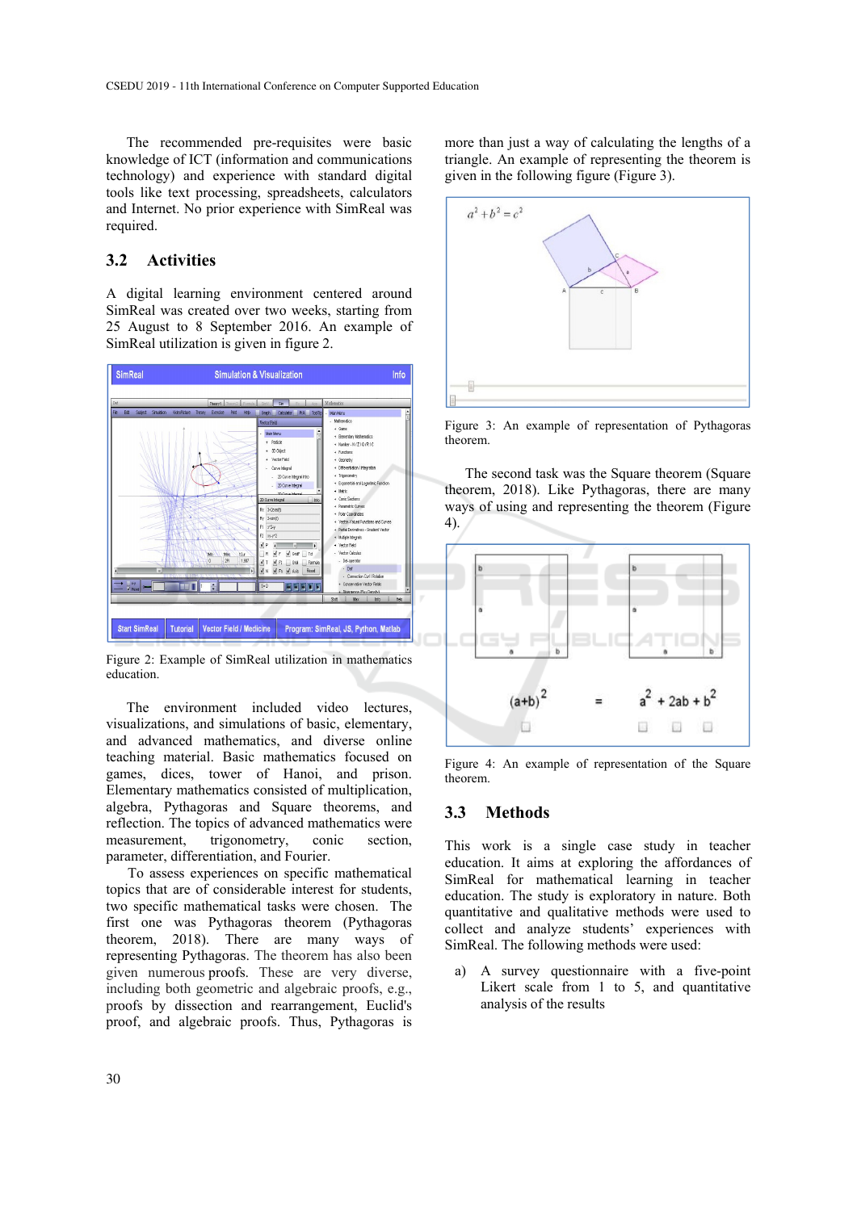The recommended pre-requisites were basic knowledge of ICT (information and communications technology) and experience with standard digital tools like text processing, spreadsheets, calculators and Internet. No prior experience with SimReal was required.

## 3.2 Activities

A digital learning environment centered around SimReal was created over two weeks, starting from 25 August to 8 September 2016. An example of SimReal utilization is given in figure 2.

Figure 2: Example of SimReal utilization in mathematics education.

The environment included video lectures, visualizations, and simulations of basic, elementary, and advanced mathematics, and diverse online teaching material. Basic mathematics focused on games, dices, tower of Hanoi, and prison. Elementary mathematics consisted of multiplication, algebra, Pythagoras and Square theorems, and reflection. The topics of advanced mathematics were measurement, trigonometry, conic section, parameter, differentiation, and Fourier.

To assess experiences on specific mathematical topics that are of considerable interest for students, two specific mathematical tasks were chosen. The first one was Pythagoras theorem (Pythagoras theorem, 2018). There are many ways of representing Pythagoras. The theorem has also been given numerous proofs. These are very diverse, including both geometric and algebraic proofs, e.g., proofs by dissection and rearrangement, Euclid's proof, and algebraic proofs. Thus, Pythagoras is more than just a way of calculating the lengths of a triangle. An example of representing the theorem is given in the following figure (Figure 3).

Figure 3: An example of representation of Pythagoras theorem.

The second task was the Square theorem (Square theorem, 2018). Like Pythagoras, there are many ways of using and representing the theorem (Figure 4).

Figure 4: An example of representation of the Square theorem.

## 3.3 Methods

This work is a single case study in teacher education. It aims at exploring the affordances of SimReal for mathematical learning in teacher education. The study is exploratory in nature. Both quantitative and qualitative methods were used to collect and analyze students' experiences with SimReal. The following methods were used:

a) A survey questionnaire with a five-point Likert scale from 1 to 5, and quantitative analysis of the results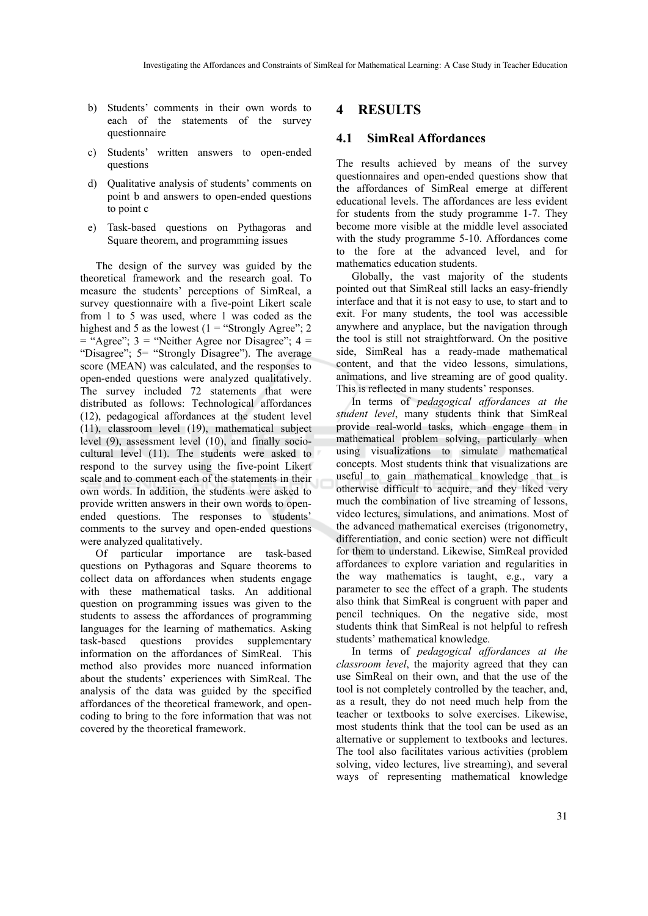b) Students' comments in their own words to each of the statements of the survey questionnaire

c) Students' written answers to open-ended questions

d) Qualitative analysis of students' comments on point b and answers to open-ended questions to point c

e) Task-based questions on Pythagoras and Square theorem, and programming issues

The design of the survey was guided by the theoretical framework and the research goal. To measure the students' perceptions of SimReal, a survey questionnaire with a five-point Likert scale from 1 to 5 was used, where 1 was coded as the highest and 5 as the lowest (1 = "Strongly Agree"; 2 = "Agree"; 3 = "Neither Agree nor Disagree"; 4 = "Disagree"; 5= "Strongly Disagree"). The average score (MEAN) was calculated, and the responses to open-ended questions were analyzed qualitatively. The survey included 72 statements that were distributed as follows: Technological affordances (12), pedagogical affordances at the student level (11), classroom level (19), mathematical subject level (9), assessment level (10), and finally socio-cultural level (11). The students were asked to respond to the survey using the five-point Likert scale and to comment each of the statements in their own words. In addition, the students were asked to provide written answers in their own words to open-ended questions. The responses to students' comments to the survey and open-ended questions were analyzed qualitatively.

Of particular importance are task-based questions on Pythagoras and Square theorems to collect data on affordances when students engage with these mathematical tasks. An additional question on programming issues was given to the students to assess the affordances of programming languages for the learning of mathematics. Asking task-based questions provides supplementary information on the affordances of SimReal. This method also provides more nuanced information about the students' experiences with SimReal. The analysis of the data was guided by the specified affordances of the theoretical framework, and open-coding to bring to the fore information that was not covered by the theoretical framework.

# 4 RESULTS

## 4.1 SimReal Affordances

The results achieved by means of the survey questionnaires and open-ended questions show that the affordances of SimReal emerge at different educational levels. The affordances are less evident for students from the study programme 1-7. They become more visible at the middle level associated with the study programme 5-10. Affordances come to the fore at the advanced level, and for mathematics education students.

Globally, the vast majority of the students pointed out that SimReal still lacks an easy-friendly interface and that it is not easy to use, to start and to exit. For many students, the tool was accessible anywhere and anyplace, but the navigation through the tool is still not straightforward. On the positive side, SimReal has a ready-made mathematical content, and that the video lessons, simulations, animations, and live streaming are of good quality. This is reflected in many students' responses.

In terms of *pedagogical affordances at the student level*, many students think that SimReal provide real-world tasks, which engage them in mathematical problem solving, particularly when using visualizations to simulate mathematical concepts. Most students think that visualizations are useful to gain mathematical knowledge that is otherwise difficult to acquire, and they liked very much the combination of live streaming of lessons, video lectures, simulations, and animations. Most of the advanced mathematical exercises (trigonometry, differentiation, and conic section) were not difficult for them to understand. Likewise, SimReal provided affordances to explore variation and regularities in the way mathematics is taught, e.g., vary a parameter to see the effect of a graph. The students also think that SimReal is congruent with paper and pencil techniques. On the negative side, most students think that SimReal is not helpful to refresh students' mathematical knowledge.

In terms of *pedagogical affordances at the classroom level*, the majority agreed that they can use SimReal on their own, and that the use of the tool is not completely controlled by the teacher, and, as a result, they do not need much help from the teacher or textbooks to solve exercises. Likewise, most students think that the tool can be used as an alternative or supplement to textbooks and lectures. The tool also facilitates various activities (problem solving, video lectures, live streaming), and several ways of representing mathematical knowledge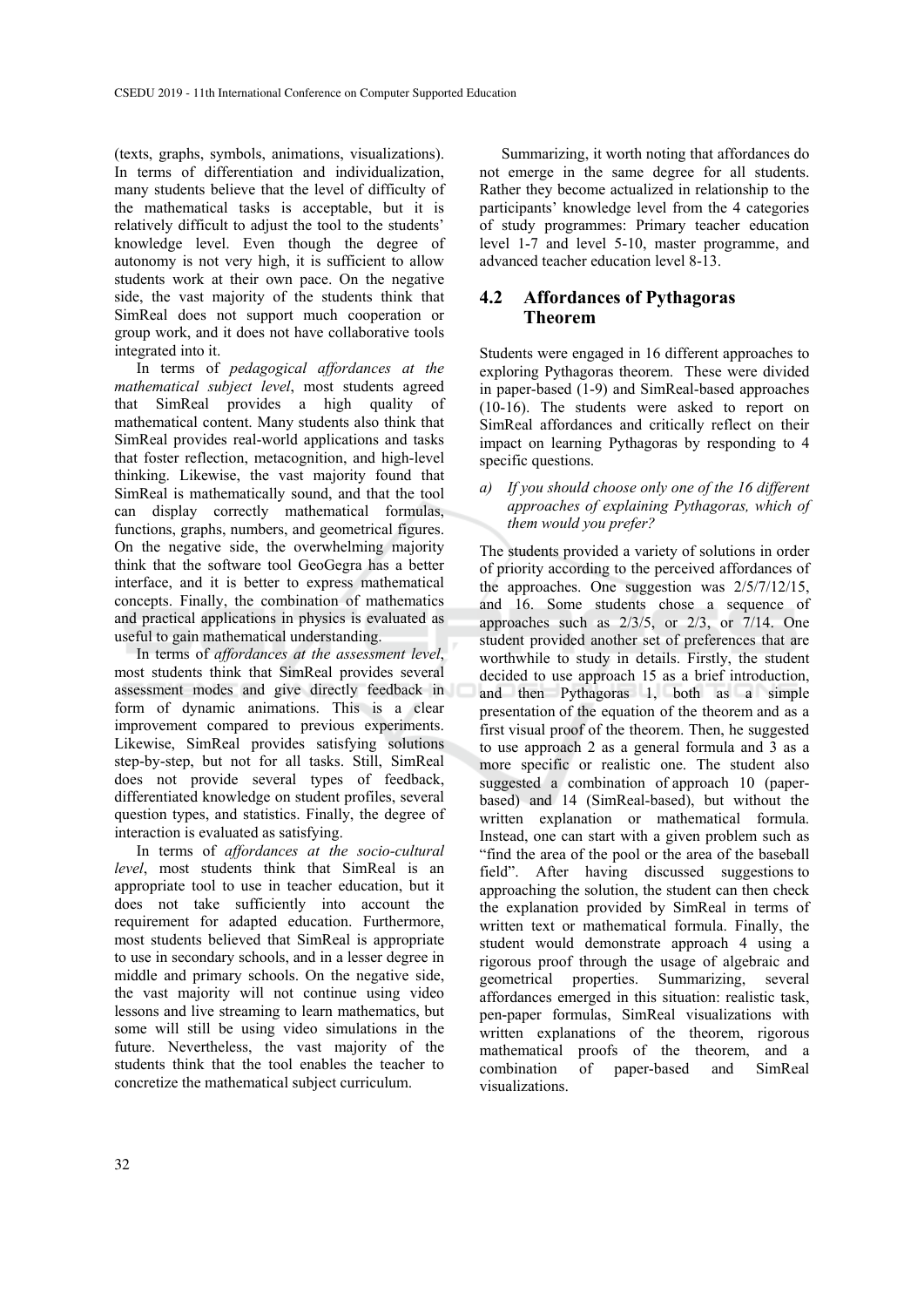(texts, graphs, symbols, animations, visualizations). In terms of differentiation and individualization, many students believe that the level of difficulty of the mathematical tasks is acceptable, but it is relatively difficult to adjust the tool to the students' knowledge level. Even though the degree of autonomy is not very high, it is sufficient to allow students work at their own pace. On the negative side, the vast majority of the students think that SimReal does not support much cooperation or group work, and it does not have collaborative tools integrated into it.

In terms of *pedagogical affordances at the mathematical subject level*, most students agreed that SimReal provides a high quality of mathematical content. Many students also think that SimReal provides real-world applications and tasks that foster reflection, metacognition, and high-level thinking. Likewise, the vast majority found that SimReal is mathematically sound, and that the tool can display correctly mathematical formulas, functions, graphs, numbers, and geometrical figures. On the negative side, the overwhelming majority think that the software tool GeoGegra has a better interface, and it is better to express mathematical concepts. Finally, the combination of mathematics and practical applications in physics is evaluated as useful to gain mathematical understanding.

In terms of *affordances at the assessment level*, most students think that SimReal provides several assessment modes and give directly feedback in form of dynamic animations. This is a clear improvement compared to previous experiments. Likewise, SimReal provides satisfying solutions step-by-step, but not for all tasks. Still, SimReal does not provide several types of feedback, differentiated knowledge on student profiles, several question types, and statistics. Finally, the degree of interaction is evaluated as satisfying.

In terms of *affordances at the socio-cultural level*, most students think that SimReal is an appropriate tool to use in teacher education, but it does not take sufficiently into account the requirement for adapted education. Furthermore, most students believed that SimReal is appropriate to use in secondary schools, and in a lesser degree in middle and primary schools. On the negative side, the vast majority will not continue using video lessons and live streaming to learn mathematics, but some will still be using video simulations in the future. Nevertheless, the vast majority of the students think that the tool enables the teacher to concretize the mathematical subject curriculum.

Summarizing, it worth noting that affordances do not emerge in the same degree for all students. Rather they become actualized in relationship to the participants' knowledge level from the 4 categories of study programmes: Primary teacher education level 1-7 and level 5-10, master programme, and advanced teacher education level 8-13.

## 4.2 Affordances of Pythagoras Theorem

Students were engaged in 16 different approaches to exploring Pythagoras theorem. These were divided in paper-based (1-9) and SimReal-based approaches (10-16). The students were asked to report on SimReal affordances and critically reflect on their impact on learning Pythagoras by responding to 4 specific questions.

a) *If you should choose only one of the 16 different approaches of explaining Pythagoras, which of them would you prefer?*

The students provided a variety of solutions in order of priority according to the perceived affordances of the approaches. One suggestion was 2/5/7/12/15, and 16. Some students chose a sequence of approaches such as 2/3/5, or 2/3, or 7/14. One student provided another set of preferences that are worthwhile to study in details. Firstly, the student decided to use approach 15 as a brief introduction, and then Pythagoras 1, both as a simple presentation of the equation of the theorem and as a first visual proof of the theorem. Then, he suggested to use approach 2 as a general formula and 3 as a more specific or realistic one. The student also suggested a combination of approach 10 (paper-based) and 14 (SimReal-based), but without the written explanation or mathematical formula. Instead, one can start with a given problem such as "find the area of the pool or the area of the baseball field". After having discussed suggestions to approaching the solution, the student can then check the explanation provided by SimReal in terms of written text or mathematical formula. Finally, the student would demonstrate approach 4 using a rigorous proof through the usage of algebraic and geometrical properties. Summarizing, several affordances emerged in this situation: realistic task, pen-paper formulas, SimReal visualizations with written explanations of the theorem, rigorous mathematical proofs of the theorem, and a combination of paper-based and SimReal visualizations.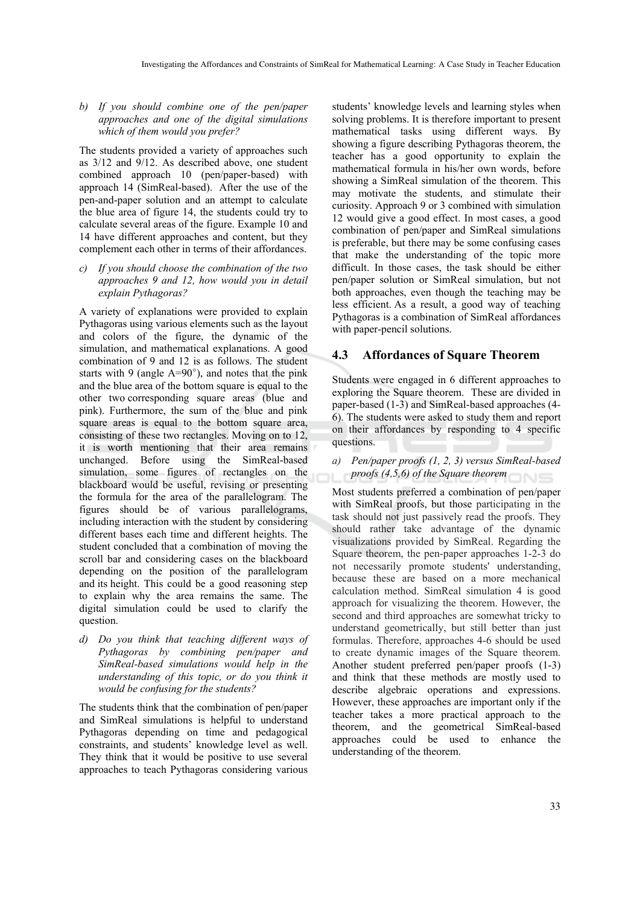b) *If you should combine one of the pen/paper approaches and one of the digital simulations which of them would you prefer?*

The students provided a variety of approaches such as 3/12 and 9/12. As described above, one student combined approach 10 (pen/paper-based) with approach 14 (SimReal-based). After the use of the pen-and-paper solution and an attempt to calculate the blue area of figure 14, the students could try to calculate several areas of the figure. Example 10 and 14 have different approaches and content, but they complement each other in terms of their affordances.

c) *If you should choose the combination of the two approaches 9 and 12, how would you in detail explain Pythagoras?*

A variety of explanations were provided to explain Pythagoras using various elements such as the layout and colors of the figure, the dynamic of the simulation, and mathematical explanations. A good combination of 9 and 12 is as follows. The student starts with 9 (angle A=90°), and notes that the pink and the blue area of the bottom square is equal to the other two corresponding square areas (blue and pink). Furthermore, the sum of the blue and pink square areas is equal to the bottom square area, consisting of these two rectangles. Moving on to 12, it is worth mentioning that their area remains unchanged. Before using the SimReal-based simulation, some figures of rectangles on the blackboard would be useful, revising or presenting the formula for the area of the parallelogram. The figures should be of various parallelograms, including interaction with the student by considering different bases each time and different heights. The student concluded that a combination of moving the scroll bar and considering cases on the blackboard depending on the position of the parallelogram and its height. This could be a good reasoning step to explain why the area remains the same. The digital simulation could be used to clarify the question.

d) *Do you think that teaching different ways of Pythagoras by combining pen/paper and SimReal-based simulations would help in the understanding of this topic, or do you think it would be confusing for the students?*

The students think that the combination of pen/paper and SimReal simulations is helpful to understand Pythagoras depending on time and pedagogical constraints, and students' knowledge level as well. They think that it would be positive to use several approaches to teach Pythagoras considering various students' knowledge levels and learning styles when solving problems. It is therefore important to present mathematical tasks using different ways. By showing a figure describing Pythagoras theorem, the teacher has a good opportunity to explain the mathematical formula in his/her own words, before showing a SimReal simulation of the theorem. This may motivate the students, and stimulate their curiosity. Approach 9 or 3 combined with simulation 12 would give a good effect. In most cases, a good combination of pen/paper and SimReal simulations is preferable, but there may be some confusing cases that make the understanding of the topic more difficult. In those cases, the task should be either pen/paper solution or SimReal simulation, but not both approaches, even though the teaching may be less efficient. As a result, a good way of teaching Pythagoras is a combination of SimReal affordances with paper-pencil solutions.

### 4.3 Affordances of Square Theorem

Students were engaged in 6 different approaches to exploring the Square theorem. These are divided in paper-based (1-3) and SimReal-based approaches (4-6). The students were asked to study them and report on their affordances by responding to 4 specific questions.

a) *Pen/paper proofs (1, 2, 3) versus SimReal-based proofs (4,5,6) of the Square theorem*

Most students preferred a combination of pen/paper with SimReal proofs, but those participating in the task should not just passively read the proofs. They should rather take advantage of the dynamic visualizations provided by SimReal. Regarding the Square theorem, the pen-paper approaches 1-2-3 do not necessarily promote students' understanding, because these are based on a more mechanical calculation method. SimReal simulation 4 is good approach for visualizing the theorem. However, the second and third approaches are somewhat tricky to understand geometrically, but still better than just formulas. Therefore, approaches 4-6 should be used to create dynamic images of the Square theorem. Another student preferred pen/paper proofs (1-3) and think that these methods are mostly used to describe algebraic operations and expressions. However, these approaches are important only if the teacher takes a more practical approach to the theorem, and the geometrical SimReal-based approaches could be used to enhance the understanding of the theorem.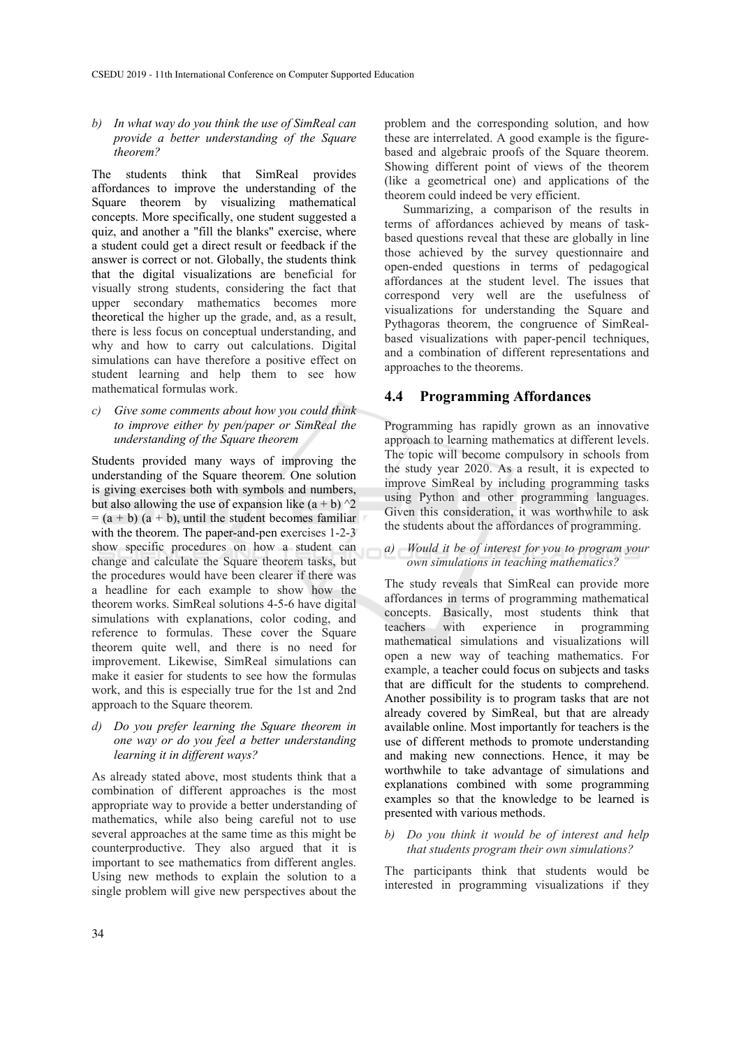*b) In what way do you think the use of SimReal can provide a better understanding of the Square theorem?*

The students think that SimReal provides affordances to improve the understanding of the Square theorem by visualizing mathematical concepts. More specifically, one student suggested a quiz, and another a "fill the blanks" exercise, where a student could get a direct result or feedback if the answer is correct or not. Globally, the students think that the digital visualizations are beneficial for visually strong students, considering the fact that upper secondary mathematics becomes more theoretical the higher up the grade, and, as a result, there is less focus on conceptual understanding, and why and how to carry out calculations. Digital simulations can have therefore a positive effect on student learning and help them to see how mathematical formulas work.

*c) Give some comments about how you could think to improve either by pen/paper or SimReal the understanding of the Square theorem*

Students provided many ways of improving the understanding of the Square theorem. One solution is giving exercises both with symbols and numbers, but also allowing the use of expansion like (a + b) ^2 = (a + b) (a + b), until the student becomes familiar with the theorem. The paper-and-pen exercises 1-2-3 show specific procedures on how a student can change and calculate the Square theorem tasks, but the procedures would have been clearer if there was a headline for each example to show how the theorem works. SimReal solutions 4-5-6 have digital simulations with explanations, color coding, and reference to formulas. These cover the Square theorem quite well, and there is no need for improvement. Likewise, SimReal simulations can make it easier for students to see how the formulas work, and this is especially true for the 1st and 2nd approach to the Square theorem.

*d) Do you prefer learning the Square theorem in one way or do you feel a better understanding learning it in different ways?*

As already stated above, most students think that a combination of different approaches is the most appropriate way to provide a better understanding of mathematics, while also being careful not to use several approaches at the same time as this might be counterproductive. They also argued that it is important to see mathematics from different angles. Using new methods to explain the solution to a single problem will give new perspectives about the problem and the corresponding solution, and how these are interrelated. A good example is the figure-based and algebraic proofs of the Square theorem. Showing different point of views of the theorem (like a geometrical one) and applications of the theorem could indeed be very efficient.

Summarizing, a comparison of the results in terms of affordances achieved by means of task-based questions reveal that these are globally in line those achieved by the survey questionnaire and open-ended questions in terms of pedagogical affordances at the student level. The issues that correspond very well are the usefulness of visualizations for understanding the Square and Pythagoras theorem, the congruence of SimReal-based visualizations with paper-pencil techniques, and a combination of different representations and approaches to the theorems.

## 4.4 Programming Affordances

Programming has rapidly grown as an innovative approach to learning mathematics at different levels. The topic will become compulsory in schools from the study year 2020. As a result, it is expected to improve SimReal by including programming tasks using Python and other programming languages. Given this consideration, it was worthwhile to ask the students about the affordances of programming.

*a) Would it be of interest for you to program your own simulations in teaching mathematics?*

The study reveals that SimReal can provide more affordances in terms of programming mathematical concepts. Basically, most students think that teachers with experience in programming mathematical simulations and visualizations will open a new way of teaching mathematics. For example, a teacher could focus on subjects and tasks that are difficult for the students to comprehend. Another possibility is to program tasks that are not already covered by SimReal, but that are already available online. Most importantly for teachers is the use of different methods to promote understanding and making new connections. Hence, it may be worthwhile to take advantage of simulations and explanations combined with some programming examples so that the knowledge to be learned is presented with various methods.

*b) Do you think it would be of interest and help that students program their own simulations?*

The participants think that students would be interested in programming visualizations if they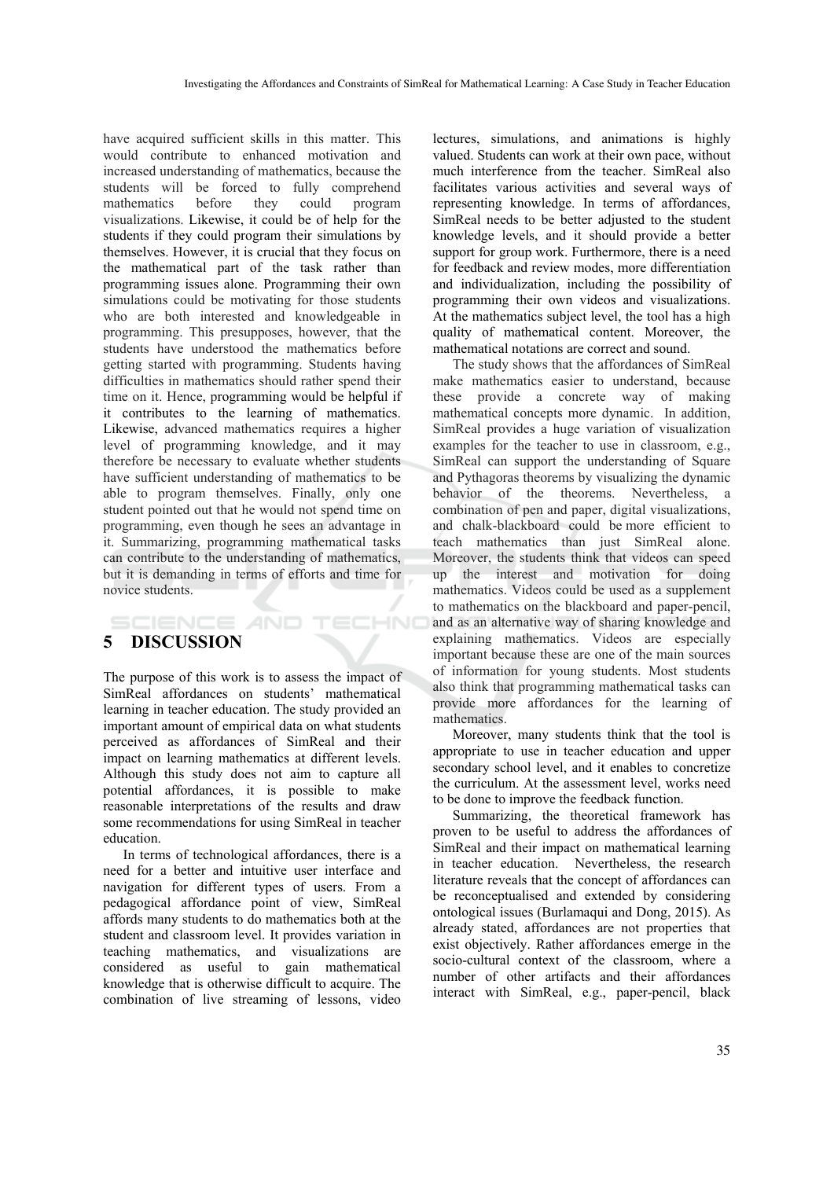have acquired sufficient skills in this matter. This would contribute to enhanced motivation and increased understanding of mathematics, because the students will be forced to fully comprehend mathematics before they could program visualizations. Likewise, it could be of help for the students if they could program their simulations by themselves. However, it is crucial that they focus on the mathematical part of the task rather than programming issues alone. Programming their own simulations could be motivating for those students who are both interested and knowledgeable in programming. This presupposes, however, that the students have understood the mathematics before getting started with programming. Students having difficulties in mathematics should rather spend their time on it. Hence, programming would be helpful if it contributes to the learning of mathematics. Likewise, advanced mathematics requires a higher level of programming knowledge, and it may therefore be necessary to evaluate whether students have sufficient understanding of mathematics to be able to program themselves. Finally, only one student pointed out that he would not spend time on programming, even though he sees an advantage in it. Summarizing, programming mathematical tasks can contribute to the understanding of mathematics, but it is demanding in terms of efforts and time for novice students.

## 5 DISCUSSION

The purpose of this work is to assess the impact of SimReal affordances on students' mathematical learning in teacher education. The study provided an important amount of empirical data on what students perceived as affordances of SimReal and their impact on learning mathematics at different levels. Although this study does not aim to capture all potential affordances, it is possible to make reasonable interpretations of the results and draw some recommendations for using SimReal in teacher education.

In terms of technological affordances, there is a need for a better and intuitive user interface and navigation for different types of users. From a pedagogical affordance point of view, SimReal affords many students to do mathematics both at the student and classroom level. It provides variation in teaching mathematics, and visualizations are considered as useful to gain mathematical knowledge that is otherwise difficult to acquire. The combination of live streaming of lessons, video lectures, simulations, and animations is highly valued. Students can work at their own pace, without much interference from the teacher. SimReal also facilitates various activities and several ways of representing knowledge. In terms of affordances, SimReal needs to be better adjusted to the student knowledge levels, and it should provide a better support for group work. Furthermore, there is a need for feedback and review modes, more differentiation and individualization, including the possibility of programming their own videos and visualizations. At the mathematics subject level, the tool has a high quality of mathematical content. Moreover, the mathematical notations are correct and sound.

The study shows that the affordances of SimReal make mathematics easier to understand, because these provide a concrete way of making mathematical concepts more dynamic. In addition, SimReal provides a huge variation of visualization examples for the teacher to use in classroom, e.g., SimReal can support the understanding of Square and Pythagoras theorems by visualizing the dynamic behavior of the theorems. Nevertheless, a combination of pen and paper, digital visualizations, and chalk-blackboard could be more efficient to teach mathematics than just SimReal alone. Moreover, the students think that videos can speed up the interest and motivation for doing mathematics. Videos could be used as a supplement to mathematics on the blackboard and paper-pencil, and as an alternative way of sharing knowledge and explaining mathematics. Videos are especially important because these are one of the main sources of information for young students. Most students also think that programming mathematical tasks can provide more affordances for the learning of mathematics.

Moreover, many students think that the tool is appropriate to use in teacher education and upper secondary school level, and it enables to concretize the curriculum. At the assessment level, works need to be done to improve the feedback function.

Summarizing, the theoretical framework has proven to be useful to address the affordances of SimReal and their impact on mathematical learning in teacher education. Nevertheless, the research literature reveals that the concept of affordances can be reconceptualised and extended by considering ontological issues (Burlamaqui and Dong, 2015). As already stated, affordances are not properties that exist objectively. Rather affordances emerge in the socio-cultural context of the classroom, where a number of other artifacts and their affordances interact with SimReal, e.g., paper-pencil, black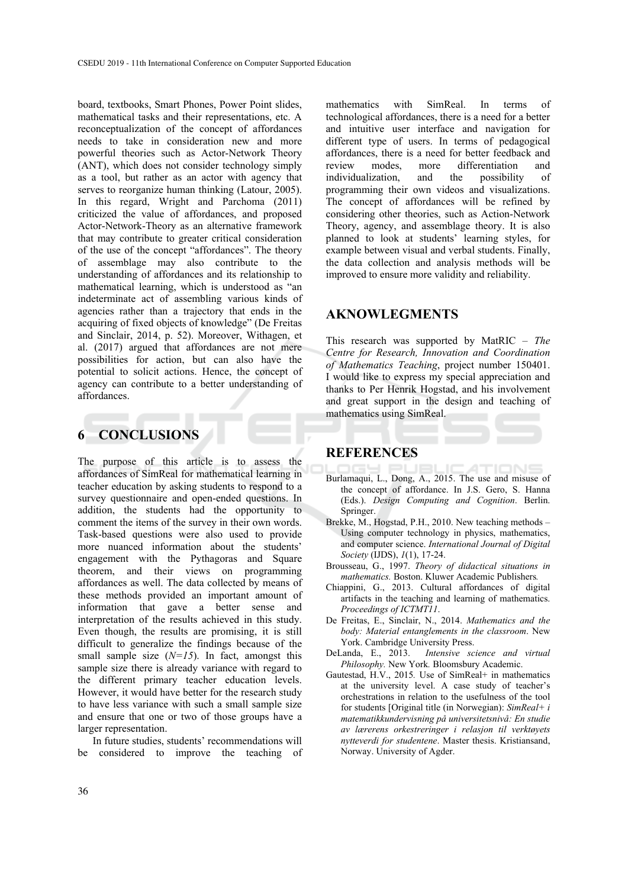board, textbooks, Smart Phones, Power Point slides, mathematical tasks and their representations, etc. A reconceptualization of the concept of affordances needs to take in consideration new and more powerful theories such as Actor-Network Theory (ANT), which does not consider technology simply as a tool, but rather as an actor with agency that serves to reorganize human thinking (Latour, 2005). In this regard, Wright and Parchoma (2011) criticized the value of affordances, and proposed Actor-Network-Theory as an alternative framework that may contribute to greater critical consideration of the use of the concept "affordances". The theory of assemblage may also contribute to the understanding of affordances and its relationship to mathematical learning, which is understood as "an indeterminate act of assembling various kinds of agencies rather than a trajectory that ends in the acquiring of fixed objects of knowledge" (De Freitas and Sinclair, 2014, p. 52). Moreover, Withagen, et al. (2017) argued that affordances are not mere possibilities for action, but can also have the potential to solicit actions. Hence, the concept of agency can contribute to a better understanding of affordances.

# 6 CONCLUSIONS

The purpose of this article is to assess the affordances of SimReal for mathematical learning in teacher education by asking students to respond to a survey questionnaire and open-ended questions. In addition, the students had the opportunity to comment the items of the survey in their own words. Task-based questions were also used to provide more nuanced information about the students' engagement with the Pythagoras and Square theorem, and their views on programming affordances as well. The data collected by means of these methods provided an important amount of information that gave a better sense and interpretation of the results achieved in this study. Even though, the results are promising, it is still difficult to generalize the findings because of the small sample size (*N=15*). In fact, amongst this sample size there is already variance with regard to the different primary teacher education levels. However, it would have better for the research study to have less variance with such a small sample size and ensure that one or two of those groups have a larger representation.

In future studies, students' recommendations will be considered to improve the teaching of mathematics with SimReal. In terms of technological affordances, there is a need for a better and intuitive user interface and navigation for different type of users. In terms of pedagogical affordances, there is a need for better feedback and review modes, more differentiation and individualization, and the possibility of programming their own videos and visualizations. The concept of affordances will be refined by considering other theories, such as Action-Network Theory, agency, and assemblage theory. It is also planned to look at students' learning styles, for example between visual and verbal students. Finally, the data collection and analysis methods will be improved to ensure more validity and reliability.

# AKNOWLEGMENTS

This research was supported by MatRIC – *The Centre for Research, Innovation and Coordination of Mathematics Teaching*, project number 150401. I would like to express my special appreciation and thanks to Per Henrik Hogstad, and his involvement and great support in the design and teaching of mathematics using SimReal.

# REFERENCES

Burlamaqui, L., Dong, A., 2015. The use and misuse of the concept of affordance. In J.S. Gero, S. Hanna (Eds.). *Design Computing and Cognition*. Berlin. Springer.

Brekke, M., Hogstad, P.H., 2010. New teaching methods – Using computer technology in physics, mathematics, and computer science. *International Journal of Digital Society* (IJDS), *1*(1), 17-24.

Brousseau, G., 1997. *Theory of didactical situations in mathematics.* Boston. Kluwer Academic Publishers.

Chiappini, G., 2013. Cultural affordances of digital artifacts in the teaching and learning of mathematics. *Proceedings of ICTMT11*.

De Freitas, E., Sinclair, N., 2014. *Mathematics and the body: Material entanglements in the classroom*. New York. Cambridge University Press.

DeLanda, E., 2013. *Intensive science and virtual Philosophy.* New York. Bloomsbury Academic.

Gautestad, H.V., 2015. Use of SimReal+ in mathematics at the university level. A case study of teacher's orchestrations in relation to the usefulness of the tool for students [Original title (in Norwegian): *SimReal+ i matematikkundervisning på universitetsnivå: En studie av lærerens orkestreringer i relasjon til verktøyets nytteverdi for studentene*. Master thesis. Kristiansand, Norway. University of Agder.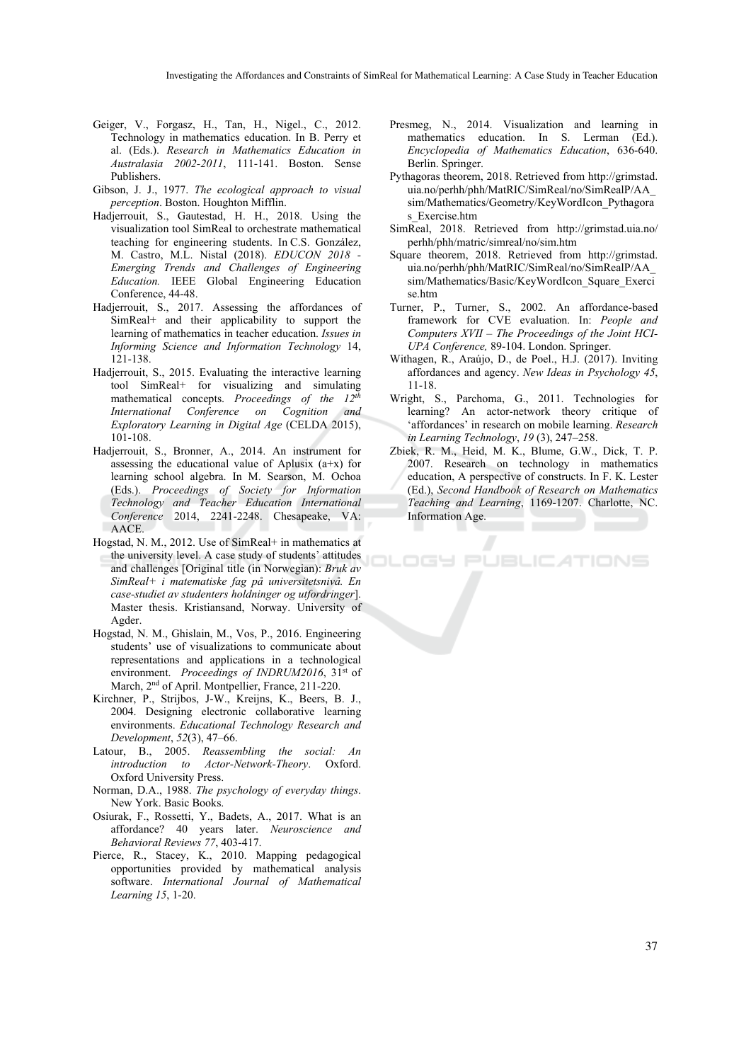Geiger, V., Forgasz, H., Tan, H., Nigel., C., 2012. Technology in mathematics education. In B. Perry et al. (Eds.). *Research in Mathematics Education in Australasia 2002-2011*, 111-141. Boston. Sense Publishers.

Gibson, J. J., 1977. *The ecological approach to visual perception*. Boston. Houghton Mifflin.

Hadjerrouit, S., Gautestad, H. H., 2018. Using the visualization tool SimReal to orchestrate mathematical teaching for engineering students. In C.S. González, M. Castro, M.L. Nistal (2018). *EDUCON 2018 - Emerging Trends and Challenges of Engineering Education.* IEEE Global Engineering Education Conference, 44-48.

Hadjerrouit, S., 2017. Assessing the affordances of SimReal+ and their applicability to support the learning of mathematics in teacher education. *Issues in Informing Science and Information Technology* 14, 121-138.

Hadjerrouit, S., 2015. Evaluating the interactive learning tool SimReal+ for visualizing and simulating mathematical concepts. *Proceedings of the 12th International Conference on Cognition and Exploratory Learning in Digital Age* (CELDA 2015), 101-108.

Hadjerrouit, S., Bronner, A., 2014. An instrument for assessing the educational value of Aplusix (a+x) for learning school algebra. In M. Searson, M. Ochoa (Eds.). *Proceedings of Society for Information Technology and Teacher Education International Conference* 2014, 2241-2248. Chesapeake, VA: AACE.

Hogstad, N. M., 2012. Use of SimReal+ in mathematics at the university level. A case study of students' attitudes and challenges [Original title (in Norwegian): *Bruk av SimReal+ i matematiske fag på universitetsnivå. En case-studiet av studenters holdninger og utfordringer*]. Master thesis. Kristiansand, Norway. University of Agder.

Hogstad, N. M., Ghislain, M., Vos, P., 2016. Engineering students' use of visualizations to communicate about representations and applications in a technological environment. *Proceedings of INDRUM2016*, 31st of March, 2nd of April. Montpellier, France, 211-220.

Kirchner, P., Strijbos, J-W., Kreijns, K., Beers, B. J., 2004. Designing electronic collaborative learning environments. *Educational Technology Research and Development*, *52*(3), 47–66.

Latour, B., 2005. *Reassembling the social: An introduction to Actor-Network-Theory*. Oxford. Oxford University Press.

Norman, D.A., 1988. *The psychology of everyday things*. New York. Basic Books.

Osiurak, F., Rossetti, Y., Badets, A., 2017. What is an affordance? 40 years later. *Neuroscience and Behavioral Reviews 77*, 403-417.

Pierce, R., Stacey, K., 2010. Mapping pedagogical opportunities provided by mathematical analysis software. *International Journal of Mathematical Learning 15*, 1-20.

Presmeg, N., 2014. Visualization and learning in mathematics education. In S. Lerman (Ed.). *Encyclopedia of Mathematics Education*, 636-640. Berlin. Springer.

Pythagoras theorem, 2018. Retrieved from http://grimstad.uia.no/perhh/phh/MatRIC/SimReal/no/SimRealP/AA_sim/Mathematics/Geometry/KeyWordIcon_Pythagoras_Exercise.htm

SimReal, 2018. Retrieved from http://grimstad.uia.no/perhh/phh/matric/simreal/no/sim.htm

Square theorem, 2018. Retrieved from http://grimstad.uia.no/perhh/phh/MatRIC/SimReal/no/SimRealP/AA_sim/Mathematics/Basic/KeyWordIcon_Square_Exercise.htm

Turner, P., Turner, S., 2002. An affordance-based framework for CVE evaluation. In: *People and Computers XVII – The Proceedings of the Joint HCI-UPA Conference,* 89-104. London. Springer.

Withagen, R., Araújo, D., de Poel., H.J. (2017). Inviting affordances and agency. *New Ideas in Psychology 45*, 11-18.

Wright, S., Parchoma, G., 2011. Technologies for learning? An actor-network theory critique of 'affordances' in research on mobile learning. *Research in Learning Technology*, *19* (3), 247–258.

Zbiek, R. M., Heid, M. K., Blume, G.W., Dick, T. P. 2007. Research on technology in mathematics education, A perspective of constructs. In F. K. Lester (Ed.), *Second Handbook of Research on Mathematics Teaching and Learning*, 1169-1207. Charlotte, NC. Information Age.